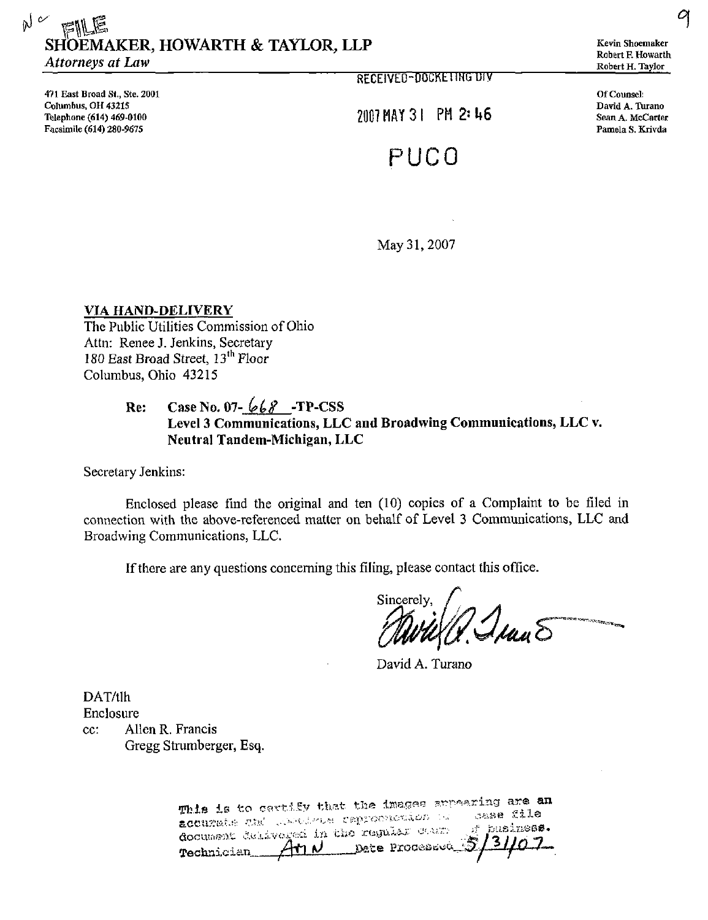N c FILE

# SHOEMAKER, HOWARTH & TAYLOR, LLP

*Attorneys at Law*

Kevin Shoemaker
Robert F. Howarth
Robert H. Taylor

471 East Broad St., Ste. 2001
Columbus, OH 43215
Telephone (614) 469-0100
Facsimile (614) 280-9675

RECEIVED-DOCKETING DIV

2007 MAY 31 PM 2:46

PUCO

Of Counsel:
David A. Turano
Sean A. McCarter
Pamela S. Krivda

May 31, 2007

**VIA HAND-DELIVERY**
The Public Utilities Commission of Ohio
Attn: Renee J. Jenkins, Secretary
180 East Broad Street, 13th Floor
Columbus, Ohio 43215

**Re: Case No. 07-668-TP-CSS**
**Level 3 Communications, LLC and Broadwing Communications, LLC v. Neutral Tandem-Michigan, LLC**

Secretary Jenkins:

Enclosed please find the original and ten (10) copies of a Complaint to be filed in connection with the above-referenced matter on behalf of Level 3 Communications, LLC and Broadwing Communications, LLC.

If there are any questions concerning this filing, please contact this office.

Sincerely,

David A. Turano

DAT/tlh
Enclosure
cc: Allen R. Francis
Gregg Strumberger, Esq.

This is to certify that the images appearing are an accurate and complete reproduction of a case file document delivered in the regular course of business.
Technician ATN Date Processed 5/31/07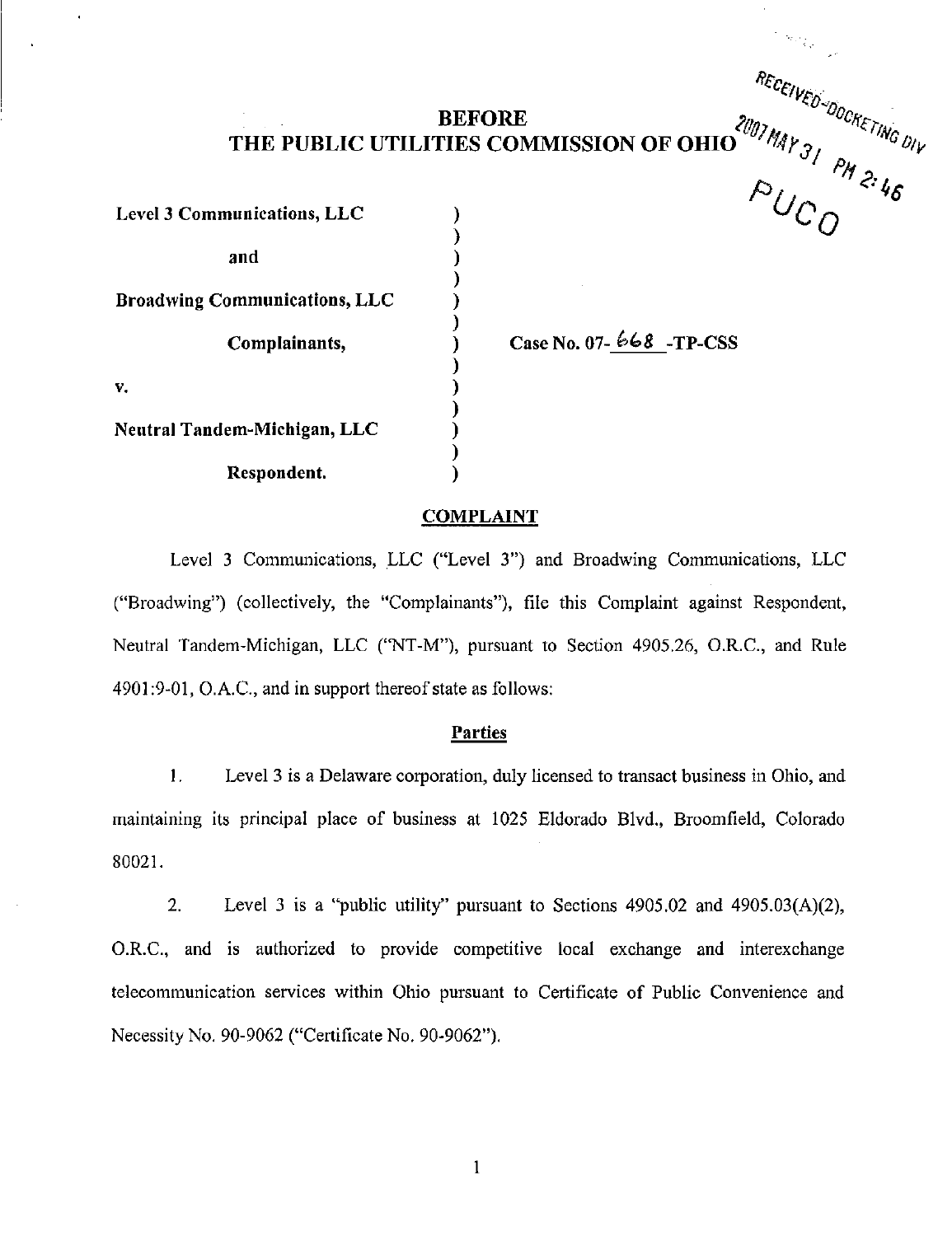RECEIVED-DOCKETING DIV

2007 MAY 31 PM 2:46

PUCO

# BEFORE THE PUBLIC UTILITIES COMMISSION OF OHIO

**Level 3 Communications, LLC**

**and**

**Broadwing Communications, LLC**

**Complainants,**

**v.**

**Neutral Tandem-Michigan, LLC**

**Respondent.**

**Case No. 07-668 -TP-CSS**

## COMPLAINT

Level 3 Communications, LLC ("Level 3") and Broadwing Communications, LLC ("Broadwing") (collectively, the "Complainants"), file this Complaint against Respondent, Neutral Tandem-Michigan, LLC ("NT-M"), pursuant to Section 4905.26, O.R.C., and Rule 4901:9-01, O.A.C., and in support thereof state as follows:

### Parties

1. Level 3 is a Delaware corporation, duly licensed to transact business in Ohio, and maintaining its principal place of business at 1025 Eldorado Blvd., Broomfield, Colorado 80021.

2. Level 3 is a "public utility" pursuant to Sections 4905.02 and 4905.03(A)(2), O.R.C., and is authorized to provide competitive local exchange and interexchange telecommunication services within Ohio pursuant to Certificate of Public Convenience and Necessity No. 90-9062 ("Certificate No. 90-9062").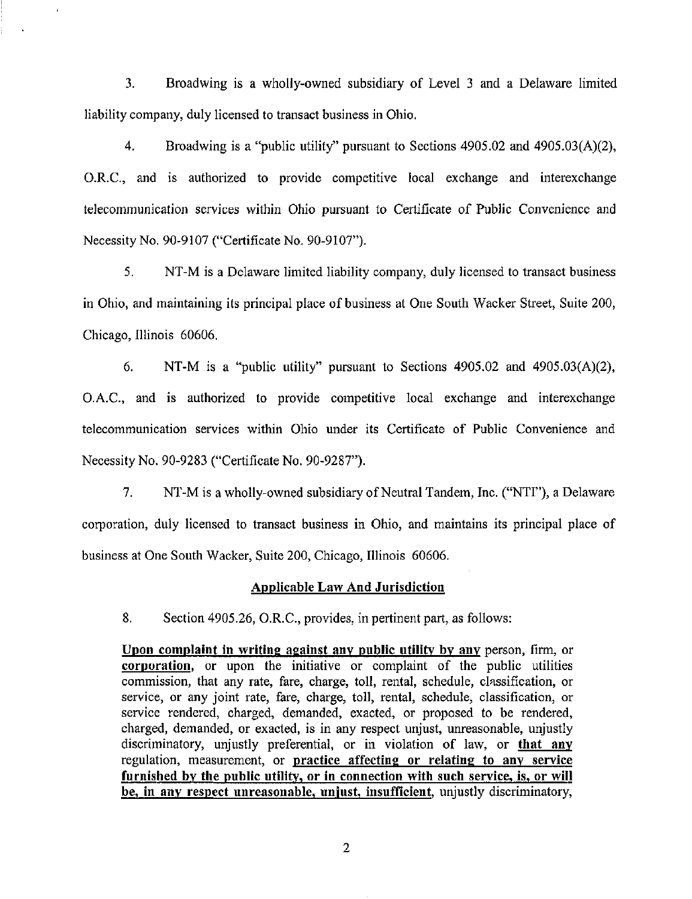3. Broadwing is a wholly-owned subsidiary of Level 3 and a Delaware limited liability company, duly licensed to transact business in Ohio.

4. Broadwing is a "public utility" pursuant to Sections 4905.02 and 4905.03(A)(2), O.R.C., and is authorized to provide competitive local exchange and interexchange telecommunication services within Ohio pursuant to Certificate of Public Convenience and Necessity No. 90-9107 ("Certificate No. 90-9107").

5. NT-M is a Delaware limited liability company, duly licensed to transact business in Ohio, and maintaining its principal place of business at One South Wacker Street, Suite 200, Chicago, Illinois 60606.

6. NT-M is a "public utility" pursuant to Sections 4905.02 and 4905.03(A)(2), O.A.C., and is authorized to provide competitive local exchange and interexchange telecommunication services within Ohio under its Certificate of Public Convenience and Necessity No. 90-9283 ("Certificate No. 90-9287").

7. NT-M is a wholly-owned subsidiary of Neutral Tandem, Inc. ("NTI"), a Delaware corporation, duly licensed to transact business in Ohio, and maintains its principal place of business at One South Wacker, Suite 200, Chicago, Illinois 60606.

## Applicable Law And Jurisdiction

8. Section 4905.26, O.R.C., provides, in pertinent part, as follows:

> **Upon complaint in writing against any public utility by any** person, firm, or **corporation**, or upon the initiative or complaint of the public utilities commission, that any rate, fare, charge, toll, rental, schedule, classification, or service, or any joint rate, fare, charge, toll, rental, schedule, classification, or service rendered, charged, demanded, exacted, or proposed to be rendered, charged, demanded, or exacted, is in any respect unjust, unreasonable, unjustly discriminatory, unjustly preferential, or in violation of law, or **that any** regulation, measurement, or **practice affecting or relating to any service furnished by the public utility, or in connection with such service, is, or will be, in any respect unreasonable, unjust, insufficient**, unjustly discriminatory,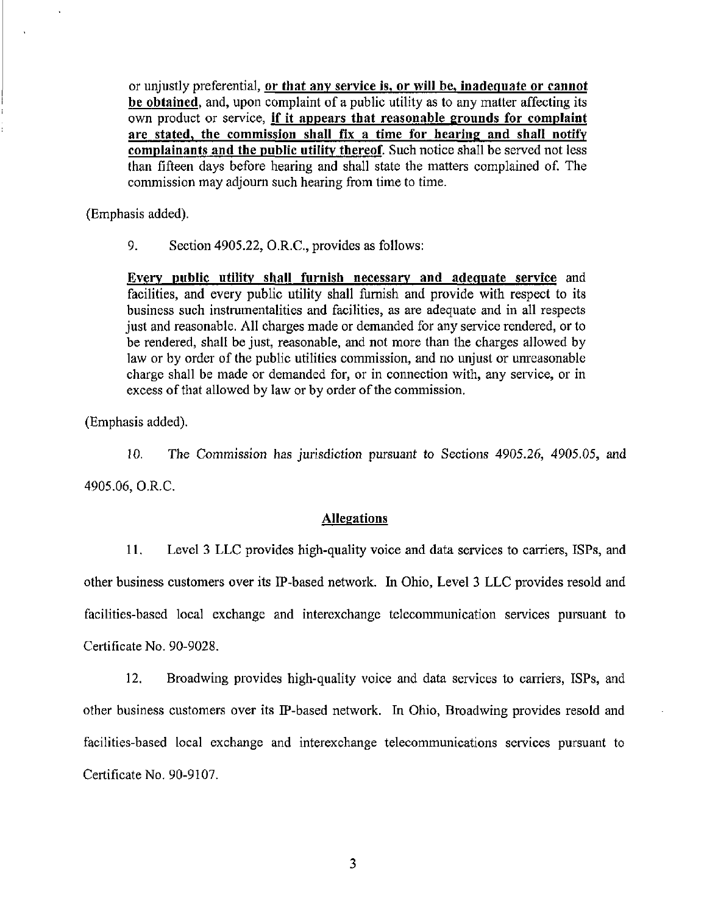> or unjustly preferential, **or that any service is, or will be, inadequate or cannot be obtained**, and, upon complaint of a public utility as to any matter affecting its own product or service, **if it appears that reasonable grounds for complaint are stated, the commission shall fix a time for hearing and shall notify complainants and the public utility thereof**. Such notice shall be served not less than fifteen days before hearing and shall state the matters complained of. The commission may adjourn such hearing from time to time.

(Emphasis added).

9. Section 4905.22, O.R.C., provides as follows:

> **Every public utility shall furnish necessary and adequate service** and facilities, and every public utility shall furnish and provide with respect to its business such instrumentalities and facilities, as are adequate and in all respects just and reasonable. All charges made or demanded for any service rendered, or to be rendered, shall be just, reasonable, and not more than the charges allowed by law or by order of the public utilities commission, and no unjust or unreasonable charge shall be made or demanded for, or in connection with, any service, or in excess of that allowed by law or by order of the commission.

(Emphasis added).

10. *The Commission has jurisdiction pursuant to Sections 4905.26, 4905.05, and 4905.06, O.R.C.*

## Allegations

11. Level 3 LLC provides high-quality voice and data services to carriers, ISPs, and other business customers over its IP-based network. In Ohio, Level 3 LLC provides resold and facilities-based local exchange and interexchange telecommunication services pursuant to Certificate No. 90-9028.

12. Broadwing provides high-quality voice and data services to carriers, ISPs, and other business customers over its IP-based network. In Ohio, Broadwing provides resold and facilities-based local exchange and interexchange telecommunications services pursuant to Certificate No. 90-9107.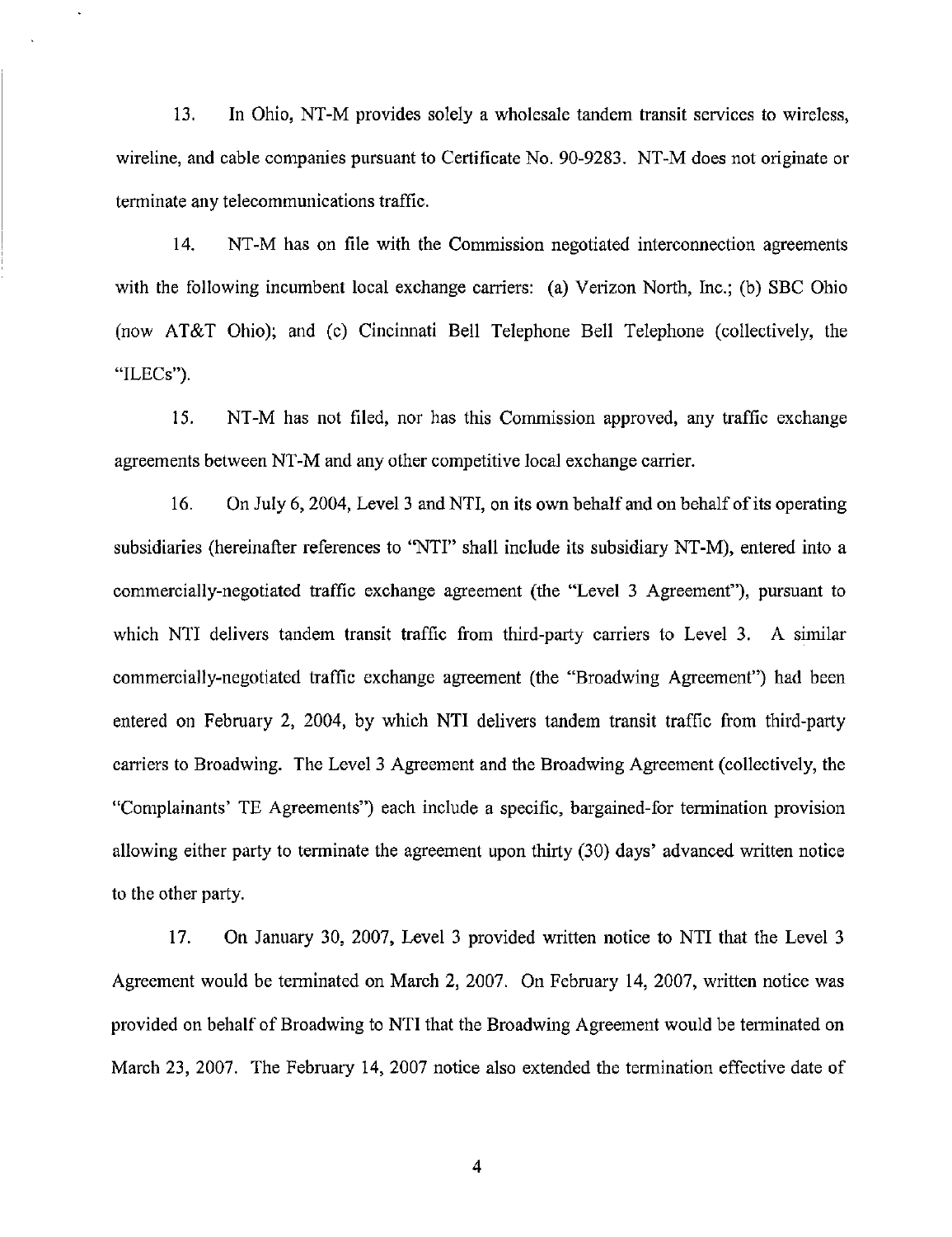13. In Ohio, NT-M provides solely a wholesale tandem transit services to wireless, wireline, and cable companies pursuant to Certificate No. 90-9283. NT-M does not originate or terminate any telecommunications traffic.

14. NT-M has on file with the Commission negotiated interconnection agreements with the following incumbent local exchange carriers: (a) Verizon North, Inc.; (b) SBC Ohio (now AT&T Ohio); and (c) Cincinnati Bell Telephone Bell Telephone (collectively, the "ILECs").

15. NT-M has not filed, nor has this Commission approved, any traffic exchange agreements between NT-M and any other competitive local exchange carrier.

16. On July 6, 2004, Level 3 and NTI, on its own behalf and on behalf of its operating subsidiaries (hereinafter references to "NTI" shall include its subsidiary NT-M), entered into a commercially-negotiated traffic exchange agreement (the "Level 3 Agreement"), pursuant to which NTI delivers tandem transit traffic from third-party carriers to Level 3. A similar commercially-negotiated traffic exchange agreement (the "Broadwing Agreement") had been entered on February 2, 2004, by which NTI delivers tandem transit traffic from third-party carriers to Broadwing. The Level 3 Agreement and the Broadwing Agreement (collectively, the "Complainants' TE Agreements") each include a specific, bargained-for termination provision allowing either party to terminate the agreement upon thirty (30) days' advanced written notice to the other party.

17. On January 30, 2007, Level 3 provided written notice to NTI that the Level 3 Agreement would be terminated on March 2, 2007. On February 14, 2007, written notice was provided on behalf of Broadwing to NTI that the Broadwing Agreement would be terminated on March 23, 2007. The February 14, 2007 notice also extended the termination effective date of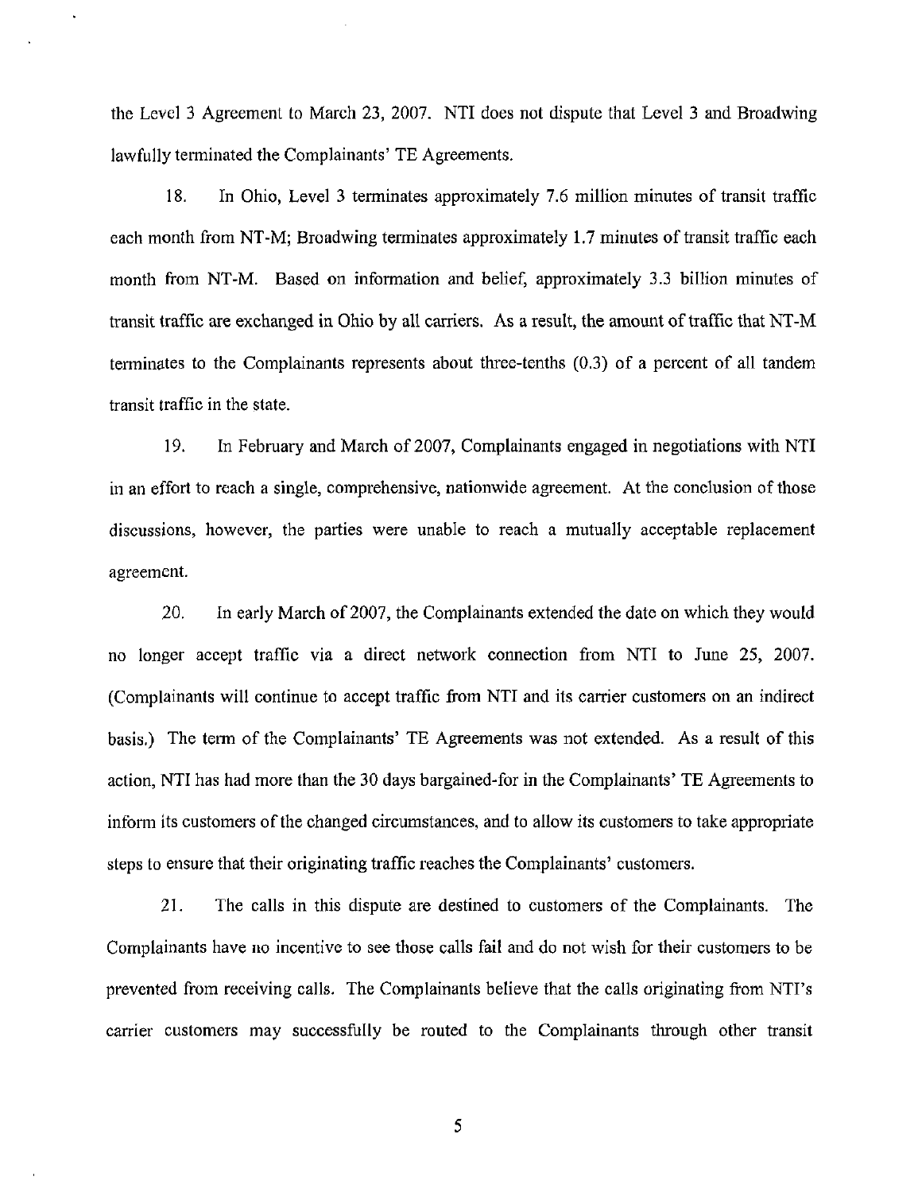the Level 3 Agreement to March 23, 2007. NTI does not dispute that Level 3 and Broadwing lawfully terminated the Complainants' TE Agreements.

18. In Ohio, Level 3 terminates approximately 7.6 million minutes of transit traffic each month from NT-M; Broadwing terminates approximately 1.7 minutes of transit traffic each month from NT-M. Based on information and belief, approximately 3.3 billion minutes of transit traffic are exchanged in Ohio by all carriers. As a result, the amount of traffic that NT-M terminates to the Complainants represents about three-tenths (0.3) of a percent of all tandem transit traffic in the state.

19. In February and March of 2007, Complainants engaged in negotiations with NTI in an effort to reach a single, comprehensive, nationwide agreement. At the conclusion of those discussions, however, the parties were unable to reach a mutually acceptable replacement agreement.

20. In early March of 2007, the Complainants extended the date on which they would no longer accept traffic via a direct network connection from NTI to June 25, 2007. (Complainants will continue to accept traffic from NTI and its carrier customers on an indirect basis.) The term of the Complainants' TE Agreements was not extended. As a result of this action, NTI has had more than the 30 days bargained-for in the Complainants' TE Agreements to inform its customers of the changed circumstances, and to allow its customers to take appropriate steps to ensure that their originating traffic reaches the Complainants' customers.

21. The calls in this dispute are destined to customers of the Complainants. The Complainants have no incentive to see those calls fail and do not wish for their customers to be prevented from receiving calls. The Complainants believe that the calls originating from NTI's carrier customers may successfully be routed to the Complainants through other transit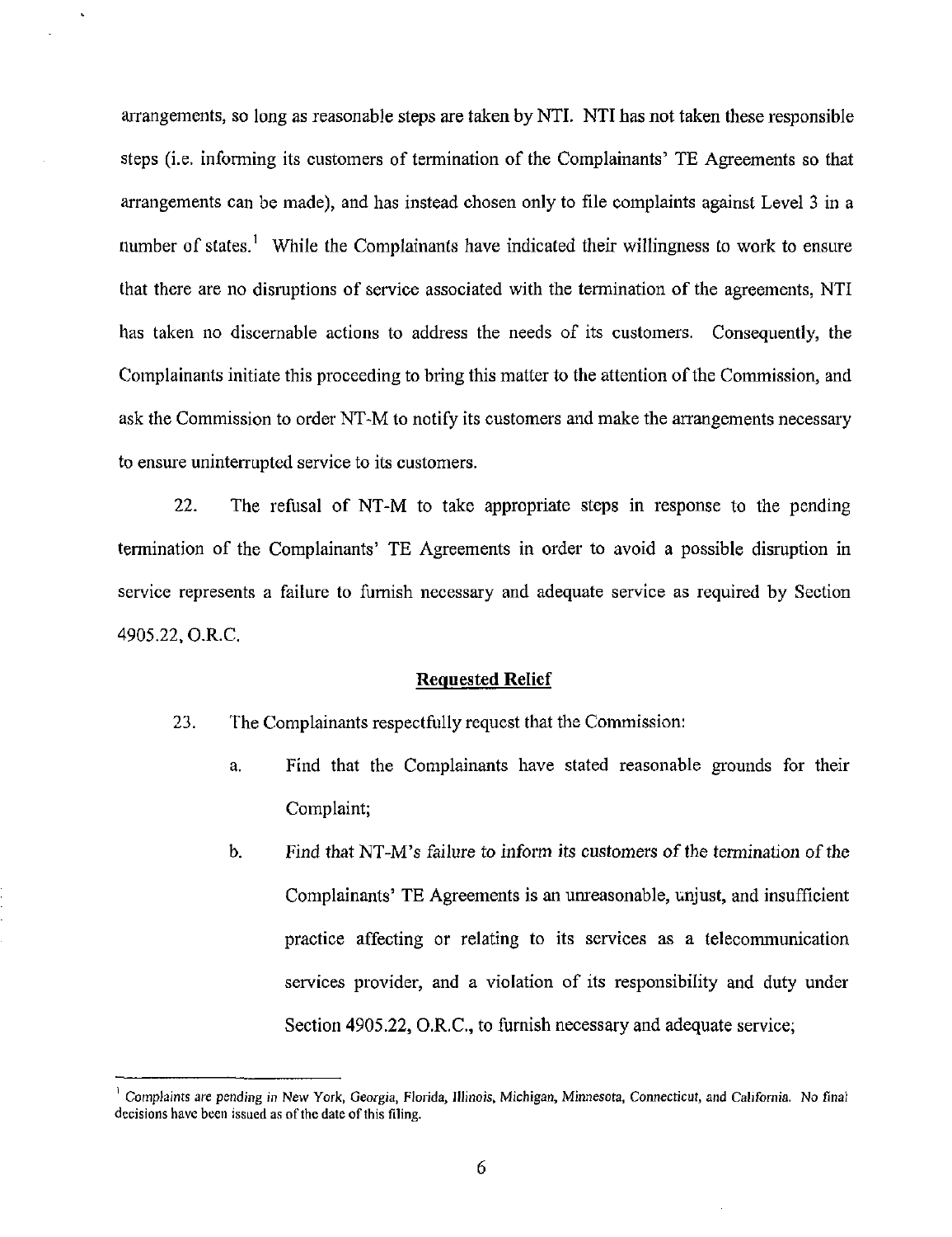arrangements, so long as reasonable steps are taken by NTI. NTI has not taken these responsible steps (i.e. informing its customers of termination of the Complainants' TE Agreements so that arrangements can be made), and has instead chosen only to file complaints against Level 3 in a number of states.[1] While the Complainants have indicated their willingness to work to ensure that there are no disruptions of service associated with the termination of the agreements, NTI has taken no discernable actions to address the needs of its customers. Consequently, the Complainants initiate this proceeding to bring this matter to the attention of the Commission, and ask the Commission to order NT-M to notify its customers and make the arrangements necessary to ensure uninterrupted service to its customers.

22. The refusal of NT-M to take appropriate steps in response to the pending termination of the Complainants' TE Agreements in order to avoid a possible disruption in service represents a failure to furnish necessary and adequate service as required by Section 4905.22, O.R.C.

## Requested Relief

23. The Complainants respectfully request that the Commission:

   a. Find that the Complainants have stated reasonable grounds for their Complaint;

   b. Find that NT-M's failure to inform its customers of the termination of the Complainants' TE Agreements is an unreasonable, unjust, and insufficient practice affecting or relating to its services as a telecommunication services provider, and a violation of its responsibility and duty under Section 4905.22, O.R.C., to furnish necessary and adequate service;

---

[1] Complaints are pending in New York, Georgia, Florida, Illinois, Michigan, Minnesota, Connecticut, and California. No final decisions have been issued as of the date of this filing.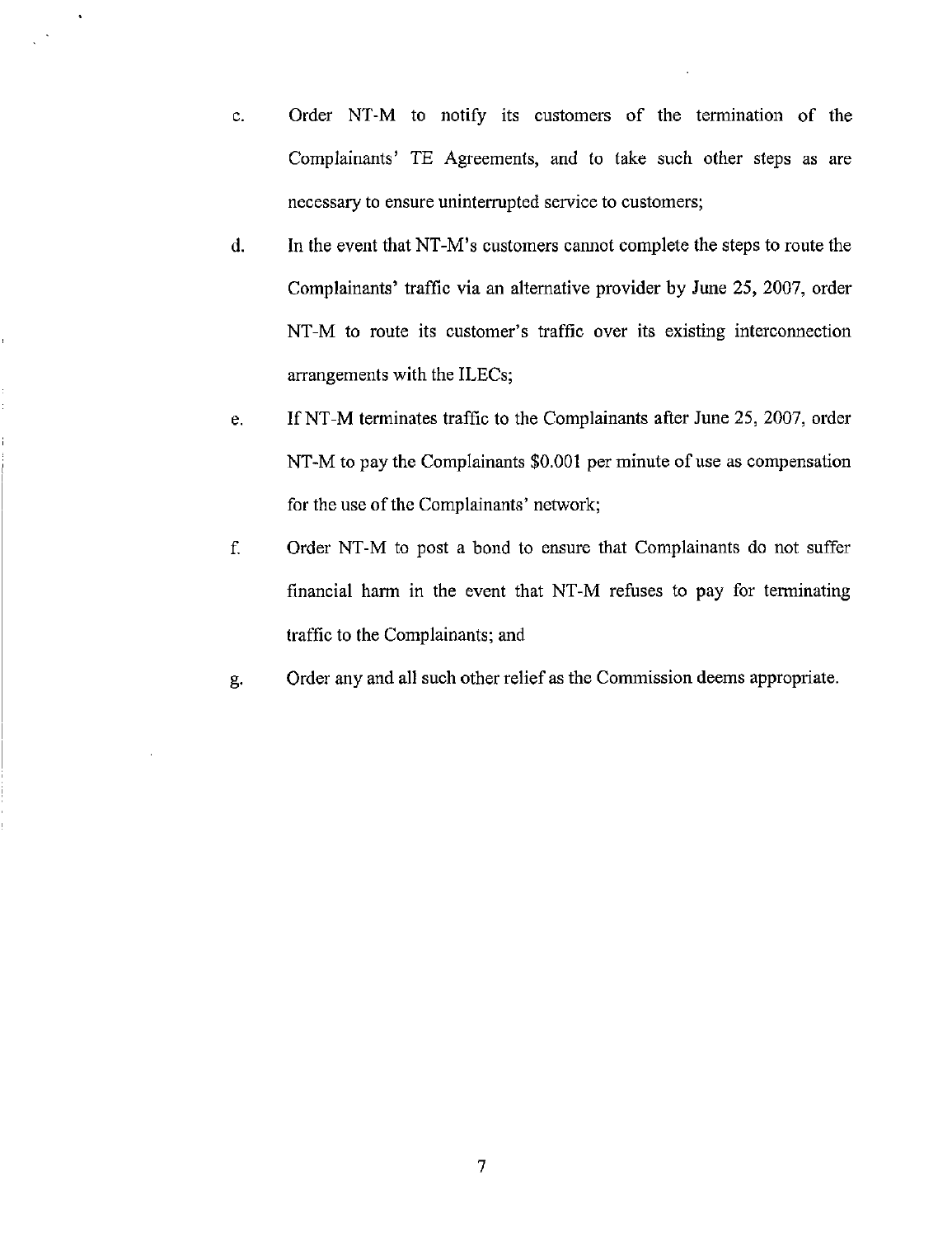c. Order NT-M to notify its customers of the termination of the Complainants' TE Agreements, and to take such other steps as are necessary to ensure uninterrupted service to customers;

d. In the event that NT-M's customers cannot complete the steps to route the Complainants' traffic via an alternative provider by June 25, 2007, order NT-M to route its customer's traffic over its existing interconnection arrangements with the ILECs;

e. If NT-M terminates traffic to the Complainants after June 25, 2007, order NT-M to pay the Complainants $0.001 per minute of use as compensation for the use of the Complainants' network;

f. Order NT-M to post a bond to ensure that Complainants do not suffer financial harm in the event that NT-M refuses to pay for terminating traffic to the Complainants; and

g. Order any and all such other relief as the Commission deems appropriate.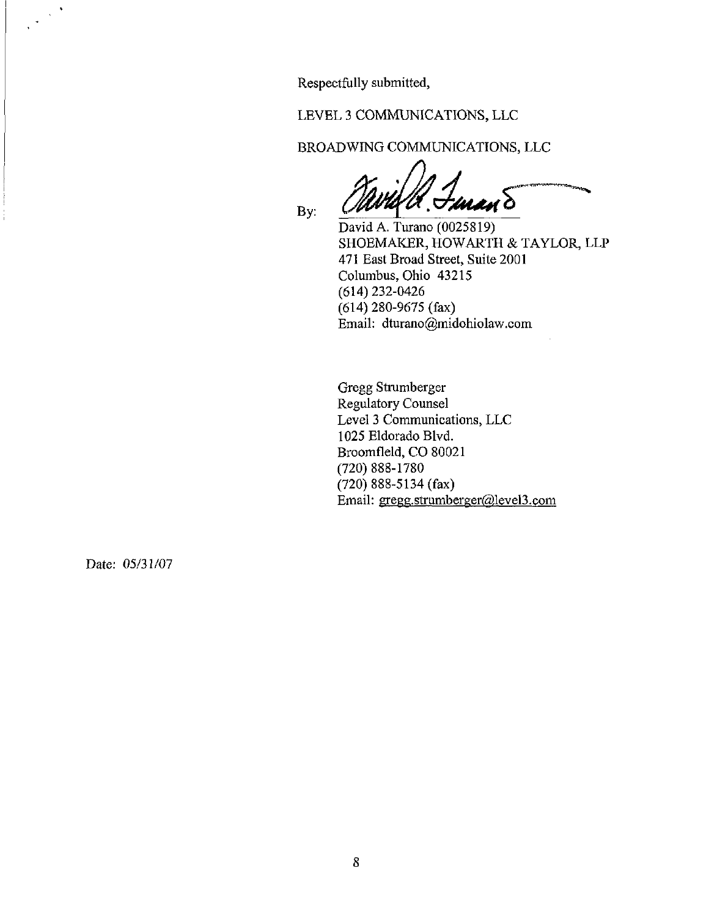Respectfully submitted,

LEVEL 3 COMMUNICATIONS, LLC

BROADWING COMMUNICATIONS, LLC

By: 

David A. Turano (0025819)
SHOEMAKER, HOWARTH & TAYLOR, LLP
471 East Broad Street, Suite 2001
Columbus, Ohio 43215
(614) 232-0426
(614) 280-9675 (fax)
Email: dturano@midohiolaw.com

Gregg Strumberger
Regulatory Counsel
Level 3 Communications, LLC
1025 Eldorado Blvd.
Broomfleld, CO 80021
(720) 888-1780
(720) 888-5134 (fax)
Email: gregg.strumberger@level3.com

Date: 05/31/07